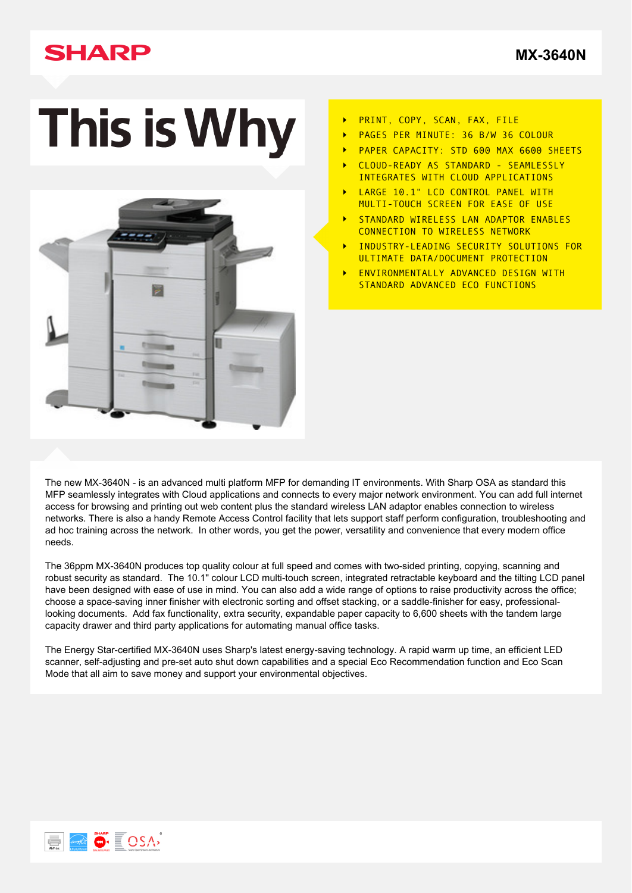**SHARP**

# MX-3640N

# This is Why

- PRINT, COPY, SCAN, FAX, FILE
- PAGES PER MINUTE: 36 B/W 36 COLOUR
- PAPER CAPACITY: STD 600 MAX 6600 SHEETS
- CLOUD-READY AS STANDARD - SEAMLESSLY INTEGRATES WITH CLOUD APPLICATIONS
- LARGE 10.1" LCD CONTROL PANEL WITH MULTI-TOUCH SCREEN FOR EASE OF USE
- STANDARD WIRELESS LAN ADAPTOR ENABLES CONNECTION TO WIRELESS NETWORK
- INDUSTRY-LEADING SECURITY SOLUTIONS FOR ULTIMATE DATA/DOCUMENT PROTECTION
- ENVIRONMENTALLY ADVANCED DESIGN WITH STANDARD ADVANCED ECO FUNCTIONS

The new MX-3640N - is an advanced multi platform MFP for demanding IT environments. With Sharp OSA as standard this MFP seamlessly integrates with Cloud applications and connects to every major network environment. You can add full internet access for browsing and printing out web content plus the standard wireless LAN adaptor enables connection to wireless networks. There is also a handy Remote Access Control facility that lets support staff perform configuration, troubleshooting and ad hoc training across the network. In other words, you get the power, versatility and convenience that every modern office needs.

The 36ppm MX-3640N produces top quality colour at full speed and comes with two-sided printing, copying, scanning and robust security as standard. The 10.1" colour LCD multi-touch screen, integrated retractable keyboard and the tilting LCD panel have been designed with ease of use in mind. You can also add a wide range of options to raise productivity across the office; choose a space-saving inner finisher with electronic sorting and offset stacking, or a saddle-finisher for easy, professional-looking documents. Add fax functionality, extra security, expandable paper capacity to 6,600 sheets with the tandem large capacity drawer and third party applications for automating manual office tasks.

The Energy Star-certified MX-3640N uses Sharp's latest energy-saving technology. A rapid warm up time, an efficient LED scanner, self-adjusting and pre-set auto shut down capabilities and a special Eco Recommendation function and Eco Scan Mode that all aim to save money and support your environmental objectives.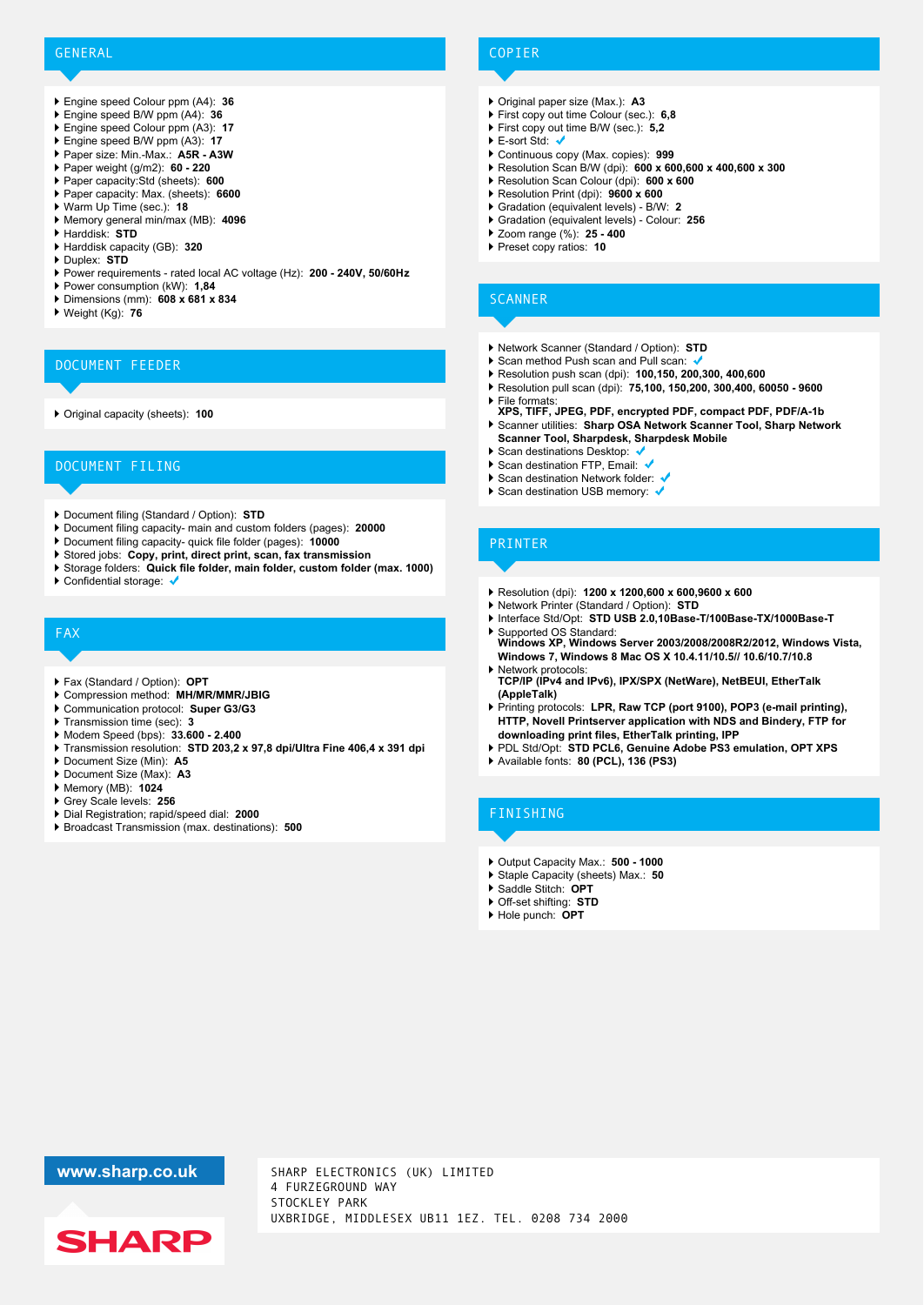## GENERAL

- Engine speed Colour ppm (A4): **36**
- Engine speed B/W ppm (A4): **36**
- Engine speed Colour ppm (A3): **17**
- Engine speed B/W ppm (A3): **17**
- Paper size: Min.-Max.: **A5R - A3W**
- Paper weight (g/m2): **60 - 220**
- Paper capacity:Std (sheets): **600**
- Paper capacity: Max. (sheets): **6600**
- Warm Up Time (sec.): **18**
- Memory general min/max (MB): **4096**
- Harddisk: **STD**
- Harddisk capacity (GB): **320**
- Duplex: **STD**
- Power requirements - rated local AC voltage (Hz): **200 - 240V, 50/60Hz**
- Power consumption (kW): **1,84**
- Dimensions (mm): **608 x 681 x 834**
- Weight (Kg): **76**

## DOCUMENT FEEDER

- Original capacity (sheets): **100**

## DOCUMENT FILING

- Document filing (Standard / Option): **STD**
- Document filing capacity- main and custom folders (pages): **20000**
- Document filing capacity- quick file folder (pages): **10000**
- Stored jobs: **Copy, print, direct print, scan, fax transmission**
- Storage folders: **Quick file folder, main folder, custom folder (max. 1000)**
- Confidential storage: ✓

## FAX

- Fax (Standard / Option): **OPT**
- Compression method: **MH/MR/MMR/JBIG**
- Communication protocol: **Super G3/G3**
- Transmission time (sec): **3**
- Modem Speed (bps): **33.600 - 2.400**
- Transmission resolution: **STD 203,2 x 97,8 dpi/Ultra Fine 406,4 x 391 dpi**
- Document Size (Min): **A5**
- Document Size (Max): **A3**
- Memory (MB): **1024**
- Grey Scale levels: **256**
- Dial Registration; rapid/speed dial: **2000**
- Broadcast Transmission (max. destinations): **500**

## COPIER

- Original paper size (Max.): **A3**
- First copy out time Colour (sec.): **6,8**
- First copy out time B/W (sec.): **5,2**
- E-sort Std: ✓
- Continuous copy (Max. copies): **999**
- Resolution Scan B/W (dpi): **600 x 600,600 x 400,600 x 300**
- Resolution Scan Colour (dpi): **600 x 600**
- Resolution Print (dpi): **9600 x 600**
- Gradation (equivalent levels) - B/W: **2**
- Gradation (equivalent levels) - Colour: **256**
- Zoom range (%): **25 - 400**
- Preset copy ratios: **10**

## SCANNER

- Network Scanner (Standard / Option): **STD**
- Scan method Push scan and Pull scan: ✓
- Resolution push scan (dpi): **100,150, 200,300, 400,600**
- Resolution pull scan (dpi): **75,100, 150,200, 300,400, 60050 - 9600**
- File formats: **XPS, TIFF, JPEG, PDF, encrypted PDF, compact PDF, PDF/A-1b**
- Scanner utilities: **Sharp OSA Network Scanner Tool, Sharp Network Scanner Tool, Sharpdesk, Sharpdesk Mobile**
- Scan destinations Desktop: ✓
- Scan destination FTP, Email: ✓
- Scan destination Network folder: ✓
- Scan destination USB memory: ✓

## PRINTER

- Resolution (dpi): **1200 x 1200,600 x 600,9600 x 600**
- Network Printer (Standard / Option): **STD**
- Interface Std/Opt: **STD USB 2.0,10Base-T/100Base-TX/1000Base-T**
- Supported OS Standard: **Windows XP, Windows Server 2003/2008/2008R2/2012, Windows Vista, Windows 7, Windows 8 Mac OS X 10.4.11/10.5// 10.6/10.7/10.8**
- Network protocols: **TCP/IP (IPv4 and IPv6), IPX/SPX (NetWare), NetBEUI, EtherTalk (AppleTalk)**
- Printing protocols: **LPR, Raw TCP (port 9100), POP3 (e-mail printing), HTTP, Novell Printserver application with NDS and Bindery, FTP for downloading print files, EtherTalk printing, IPP**
- PDL Std/Opt: **STD PCL6, Genuine Adobe PS3 emulation, OPT XPS**
- Available fonts: **80 (PCL), 136 (PS3)**

## FINISHING

- Output Capacity Max.: **500 - 1000**
- Staple Capacity (sheets) Max.: **50**
- Saddle Stitch: **OPT**
- Off-set shifting: **STD**
- Hole punch: **OPT**

**www.sharp.co.uk**

SHARP

SHARP ELECTRONICS (UK) LIMITED
4 FURZEGROUND WAY
STOCKLEY PARK
UXBRIDGE, MIDDLESEX UB11 1EZ. TEL. 0208 734 2000